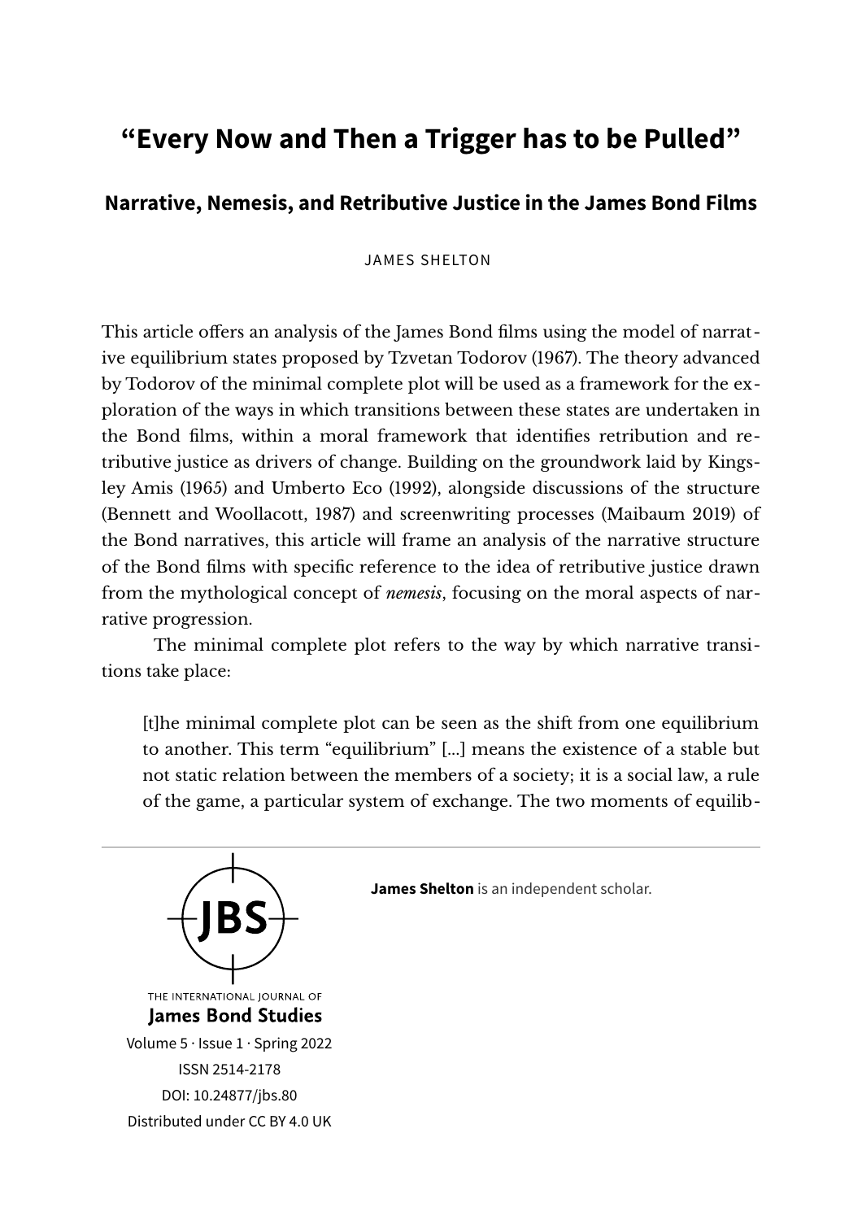# "Every Now and Then a Trigger has to be Pulled"

## Narrative, Nemesis, and Retributive Justice in the James Bond Films

JAMES SHELTON

This article offers an analysis of the James Bond films using the model of narrative equilibrium states proposed by Tzvetan Todorov (1967). The theory advanced by Todorov of the minimal complete plot will be used as a framework for the exploration of the ways in which transitions between these states are undertaken in the Bond films, within a moral framework that identifies retribution and retributive justice as drivers of change. Building on the groundwork laid by Kingsley Amis (1965) and Umberto Eco (1992), alongside discussions of the structure (Bennett and Woollacott, 1987) and screenwriting processes (Maibaum 2019) of the Bond narratives, this article will frame an analysis of the narrative structure of the Bond films with specific reference to the idea of retributive justice drawn from the mythological concept of *nemesis*, focusing on the moral aspects of narrative progression.

The minimal complete plot refers to the way by which narrative transitions take place:

> [t]he minimal complete plot can be seen as the shift from one equilibrium to another. This term "equilibrium" [...] means the existence of a stable but not static relation between the members of a society; it is a social law, a rule of the game, a particular system of exchange. The two moments of equilib-

---

THE INTERNATIONAL JOURNAL OF **James Bond Studies**
Volume 5 · Issue 1 · Spring 2022
ISSN 2514-2178
DOI: 10.24877/jbs.80
Distributed under CC BY 4.0 UK

**James Shelton** is an independent scholar.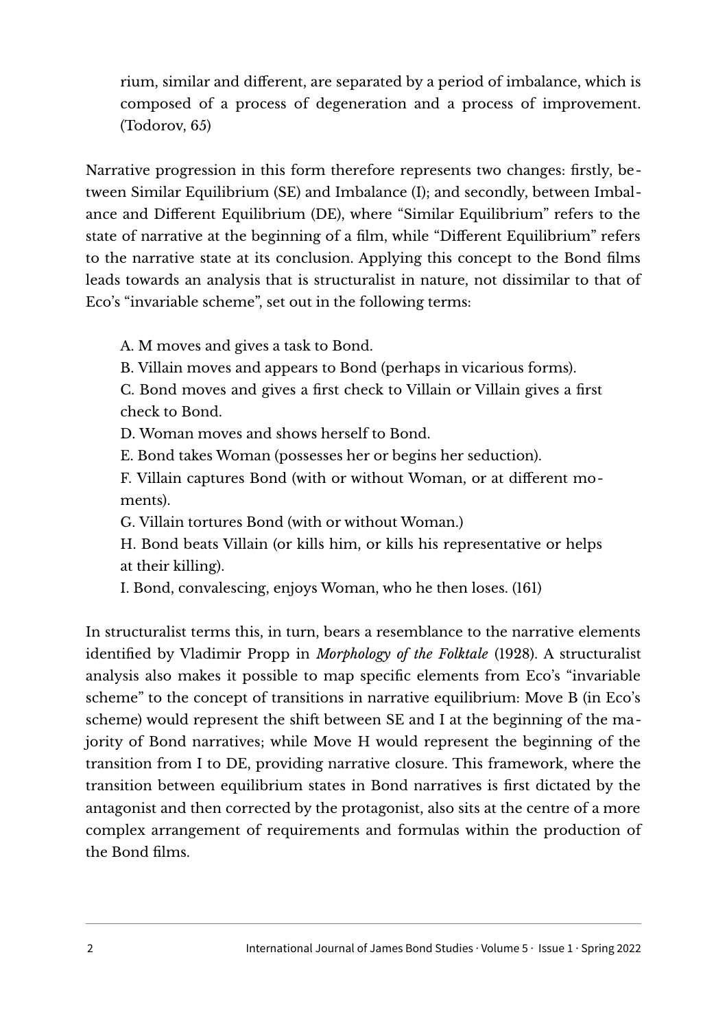> rium, similar and different, are separated by a period of imbalance, which is composed of a process of degeneration and a process of improvement. (Todorov, 65)

Narrative progression in this form therefore represents two changes: firstly, between Similar Equilibrium (SE) and Imbalance (I); and secondly, between Imbalance and Different Equilibrium (DE), where "Similar Equilibrium" refers to the state of narrative at the beginning of a film, while "Different Equilibrium" refers to the narrative state at its conclusion. Applying this concept to the Bond films leads towards an analysis that is structuralist in nature, not dissimilar to that of Eco's "invariable scheme", set out in the following terms:

> A. M moves and gives a task to Bond.
>
> B. Villain moves and appears to Bond (perhaps in vicarious forms).
>
> C. Bond moves and gives a first check to Villain or Villain gives a first check to Bond.
>
> D. Woman moves and shows herself to Bond.
>
> E. Bond takes Woman (possesses her or begins her seduction).
>
> F. Villain captures Bond (with or without Woman, or at different moments).
>
> G. Villain tortures Bond (with or without Woman.)
>
> H. Bond beats Villain (or kills him, or kills his representative or helps at their killing).
>
> I. Bond, convalescing, enjoys Woman, who he then loses. (161)

In structuralist terms this, in turn, bears a resemblance to the narrative elements identified by Vladimir Propp in *Morphology of the Folktale* (1928). A structuralist analysis also makes it possible to map specific elements from Eco's "invariable scheme" to the concept of transitions in narrative equilibrium: Move B (in Eco's scheme) would represent the shift between SE and I at the beginning of the majority of Bond narratives; while Move H would represent the beginning of the transition from I to DE, providing narrative closure. This framework, where the transition between equilibrium states in Bond narratives is first dictated by the antagonist and then corrected by the protagonist, also sits at the centre of a more complex arrangement of requirements and formulas within the production of the Bond films.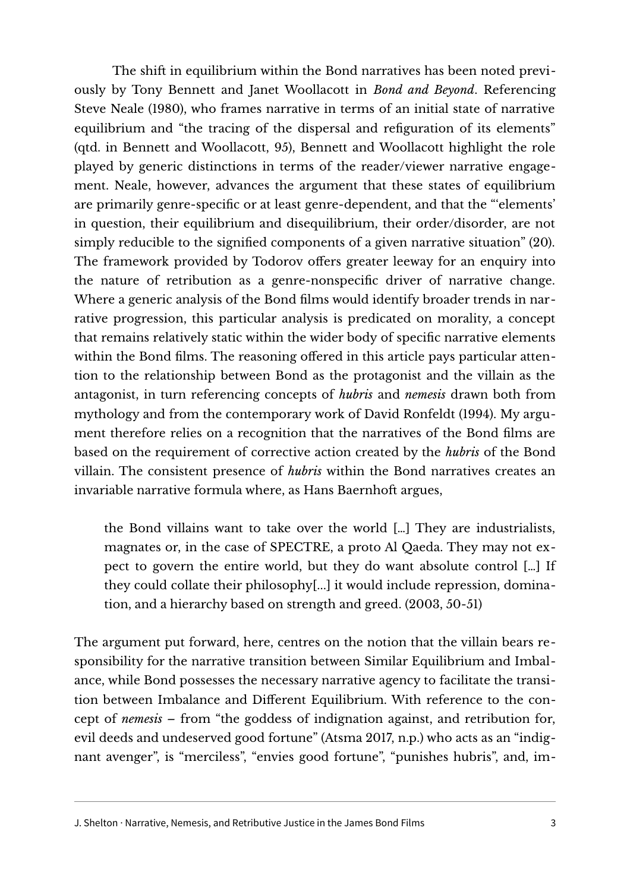The shift in equilibrium within the Bond narratives has been noted previously by Tony Bennett and Janet Woollacott in *Bond and Beyond*. Referencing Steve Neale (1980), who frames narrative in terms of an initial state of narrative equilibrium and "the tracing of the dispersal and refiguration of its elements" (qtd. in Bennett and Woollacott, 95), Bennett and Woollacott highlight the role played by generic distinctions in terms of the reader/viewer narrative engagement. Neale, however, advances the argument that these states of equilibrium are primarily genre-specific or at least genre-dependent, and that the "'elements' in question, their equilibrium and disequilibrium, their order/disorder, are not simply reducible to the signified components of a given narrative situation" (20). The framework provided by Todorov offers greater leeway for an enquiry into the nature of retribution as a genre-nonspecific driver of narrative change. Where a generic analysis of the Bond films would identify broader trends in narrative progression, this particular analysis is predicated on morality, a concept that remains relatively static within the wider body of specific narrative elements within the Bond films. The reasoning offered in this article pays particular attention to the relationship between Bond as the protagonist and the villain as the antagonist, in turn referencing concepts of *hubris* and *nemesis* drawn both from mythology and from the contemporary work of David Ronfeldt (1994). My argument therefore relies on a recognition that the narratives of the Bond films are based on the requirement of corrective action created by the *hubris* of the Bond villain. The consistent presence of *hubris* within the Bond narratives creates an invariable narrative formula where, as Hans Baernhoft argues,

> the Bond villains want to take over the world [...] They are industrialists, magnates or, in the case of SPECTRE, a proto Al Qaeda. They may not expect to govern the entire world, but they do want absolute control [...] If they could collate their philosophy[...] it would include repression, domination, and a hierarchy based on strength and greed. (2003, 50-51)

The argument put forward, here, centres on the notion that the villain bears responsibility for the narrative transition between Similar Equilibrium and Imbalance, while Bond possesses the necessary narrative agency to facilitate the transition between Imbalance and Different Equilibrium. With reference to the concept of *nemesis* – from "the goddess of indignation against, and retribution for, evil deeds and undeserved good fortune" (Atsma 2017, n.p.) who acts as an "indignant avenger", is "merciless", "envies good fortune", "punishes hubris", and, im-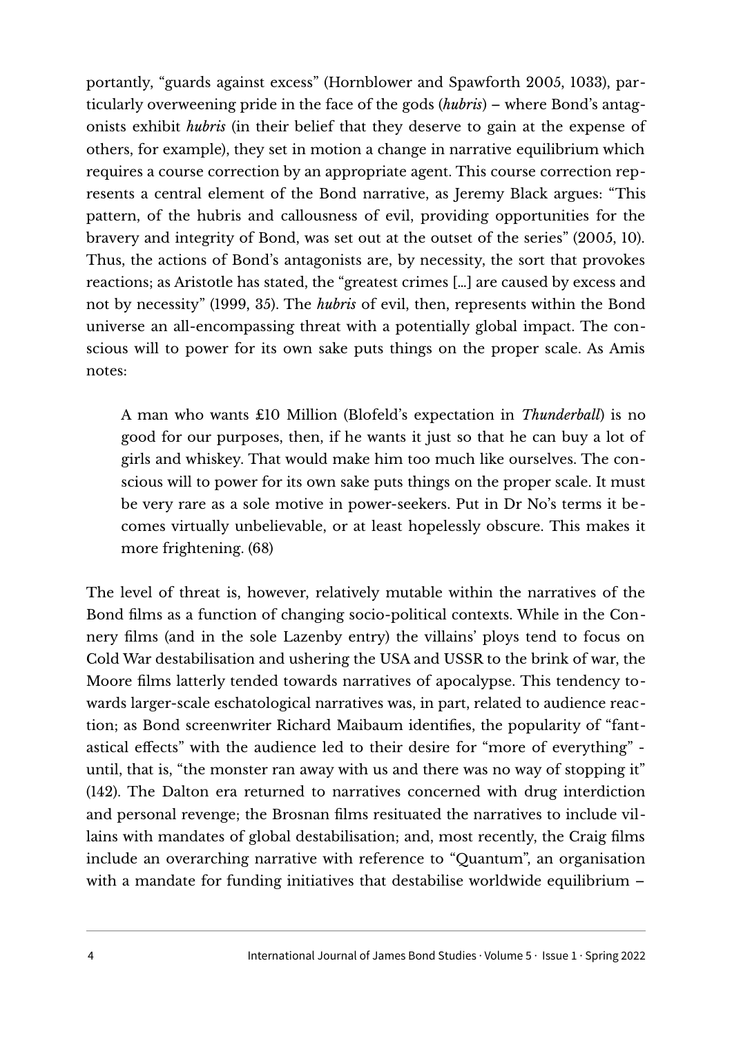portantly, "guards against excess" (Hornblower and Spawforth 2005, 1033), particularly overweening pride in the face of the gods (*hubris*) – where Bond's antagonists exhibit *hubris* (in their belief that they deserve to gain at the expense of others, for example), they set in motion a change in narrative equilibrium which requires a course correction by an appropriate agent. This course correction represents a central element of the Bond narrative, as Jeremy Black argues: "This pattern, of the hubris and callousness of evil, providing opportunities for the bravery and integrity of Bond, was set out at the outset of the series" (2005, 10). Thus, the actions of Bond's antagonists are, by necessity, the sort that provokes reactions; as Aristotle has stated, the "greatest crimes [...] are caused by excess and not by necessity" (1999, 35). The *hubris* of evil, then, represents within the Bond universe an all-encompassing threat with a potentially global impact. The conscious will to power for its own sake puts things on the proper scale. As Amis notes:

> A man who wants £10 Million (Blofeld's expectation in *Thunderball*) is no good for our purposes, then, if he wants it just so that he can buy a lot of girls and whiskey. That would make him too much like ourselves. The conscious will to power for its own sake puts things on the proper scale. It must be very rare as a sole motive in power-seekers. Put in Dr No's terms it becomes virtually unbelievable, or at least hopelessly obscure. This makes it more frightening. (68)

The level of threat is, however, relatively mutable within the narratives of the Bond films as a function of changing socio-political contexts. While in the Connery films (and in the sole Lazenby entry) the villains' ploys tend to focus on Cold War destabilisation and ushering the USA and USSR to the brink of war, the Moore films latterly tended towards narratives of apocalypse. This tendency towards larger-scale eschatological narratives was, in part, related to audience reaction; as Bond screenwriter Richard Maibaum identifies, the popularity of "fantastical effects" with the audience led to their desire for "more of everything" - until, that is, "the monster ran away with us and there was no way of stopping it" (142). The Dalton era returned to narratives concerned with drug interdiction and personal revenge; the Brosnan films resituated the narratives to include villains with mandates of global destabilisation; and, most recently, the Craig films include an overarching narrative with reference to "Quantum", an organisation with a mandate for funding initiatives that destabilise worldwide equilibrium –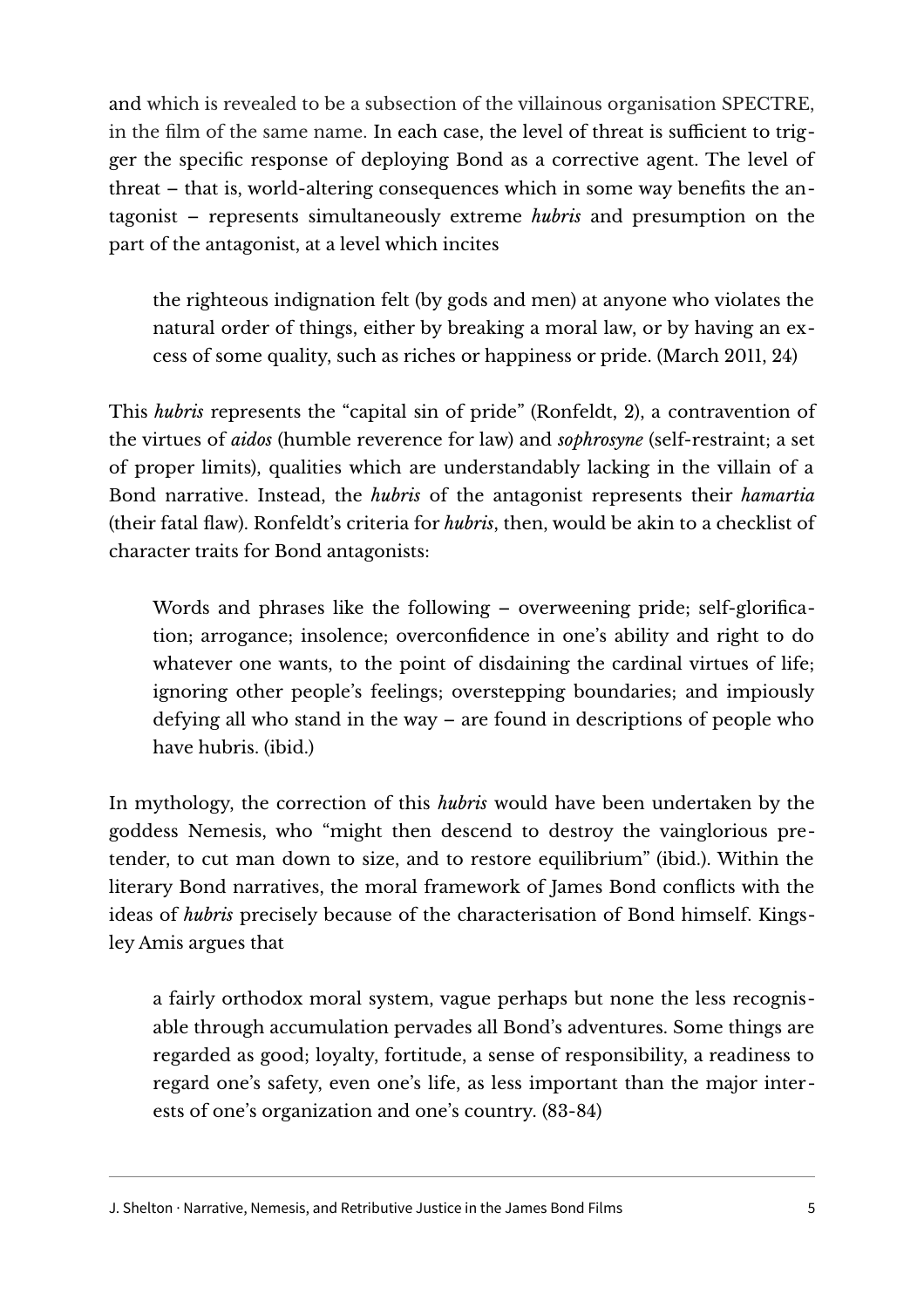and which is revealed to be a subsection of the villainous organisation SPECTRE, in the film of the same name. In each case, the level of threat is sufficient to trigger the specific response of deploying Bond as a corrective agent. The level of threat – that is, world-altering consequences which in some way benefits the antagonist – represents simultaneously extreme *hubris* and presumption on the part of the antagonist, at a level which incites

> the righteous indignation felt (by gods and men) at anyone who violates the natural order of things, either by breaking a moral law, or by having an excess of some quality, such as riches or happiness or pride. (March 2011, 24)

This *hubris* represents the "capital sin of pride" (Ronfeldt, 2), a contravention of the virtues of *aidos* (humble reverence for law) and *sophrosyne* (self-restraint; a set of proper limits), qualities which are understandably lacking in the villain of a Bond narrative. Instead, the *hubris* of the antagonist represents their *hamartia* (their fatal flaw). Ronfeldt's criteria for *hubris*, then, would be akin to a checklist of character traits for Bond antagonists:

> Words and phrases like the following – overweening pride; self-glorification; arrogance; insolence; overconfidence in one's ability and right to do whatever one wants, to the point of disdaining the cardinal virtues of life; ignoring other people's feelings; overstepping boundaries; and impiously defying all who stand in the way – are found in descriptions of people who have hubris. (ibid.)

In mythology, the correction of this *hubris* would have been undertaken by the goddess Nemesis, who "might then descend to destroy the vainglorious pretender, to cut man down to size, and to restore equilibrium" (ibid.). Within the literary Bond narratives, the moral framework of James Bond conflicts with the ideas of *hubris* precisely because of the characterisation of Bond himself. Kingsley Amis argues that

> a fairly orthodox moral system, vague perhaps but none the less recognisable through accumulation pervades all Bond's adventures. Some things are regarded as good; loyalty, fortitude, a sense of responsibility, a readiness to regard one's safety, even one's life, as less important than the major interests of one's organization and one's country. (83-84)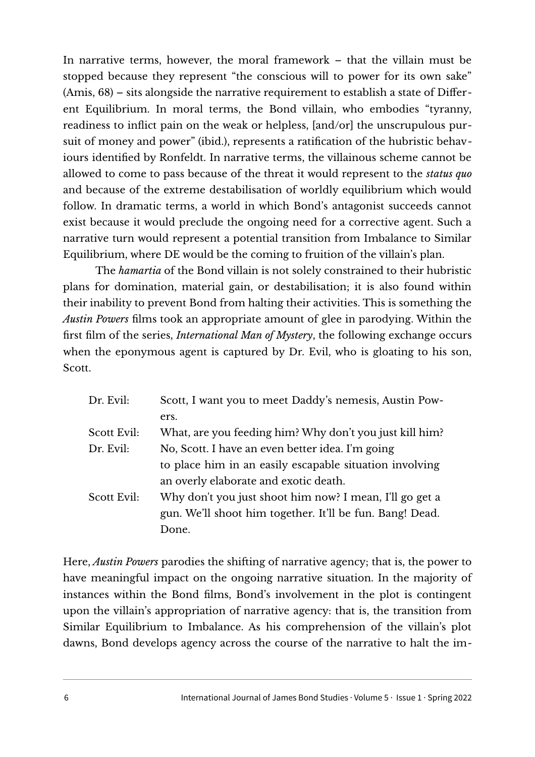In narrative terms, however, the moral framework – that the villain must be stopped because they represent "the conscious will to power for its own sake" (Amis, 68) – sits alongside the narrative requirement to establish a state of Different Equilibrium. In moral terms, the Bond villain, who embodies "tyranny, readiness to inflict pain on the weak or helpless, [and/or] the unscrupulous pursuit of money and power" (ibid.), represents a ratification of the hubristic behaviours identified by Ronfeldt. In narrative terms, the villainous scheme cannot be allowed to come to pass because of the threat it would represent to the *status quo* and because of the extreme destabilisation of worldly equilibrium which would follow. In dramatic terms, a world in which Bond's antagonist succeeds cannot exist because it would preclude the ongoing need for a corrective agent. Such a narrative turn would represent a potential transition from Imbalance to Similar Equilibrium, where DE would be the coming to fruition of the villain's plan.

The *hamartia* of the Bond villain is not solely constrained to their hubristic plans for domination, material gain, or destabilisation; it is also found within their inability to prevent Bond from halting their activities. This is something the *Austin Powers* films took an appropriate amount of glee in parodying. Within the first film of the series, *International Man of Mystery*, the following exchange occurs when the eponymous agent is captured by Dr. Evil, who is gloating to his son, Scott.

| | |
|---|---|
| Dr. Evil: | Scott, I want you to meet Daddy's nemesis, Austin Powers. |
| Scott Evil: | What, are you feeding him? Why don't you just kill him? |
| Dr. Evil: | No, Scott. I have an even better idea. I'm going to place him in an easily escapable situation involving an overly elaborate and exotic death. |
| Scott Evil: | Why don't you just shoot him now? I mean, I'll go get a gun. We'll shoot him together. It'll be fun. Bang! Dead. Done. |

Here, *Austin Powers* parodies the shifting of narrative agency; that is, the power to have meaningful impact on the ongoing narrative situation. In the majority of instances within the Bond films, Bond's involvement in the plot is contingent upon the villain's appropriation of narrative agency: that is, the transition from Similar Equilibrium to Imbalance. As his comprehension of the villain's plot dawns, Bond develops agency across the course of the narrative to halt the im-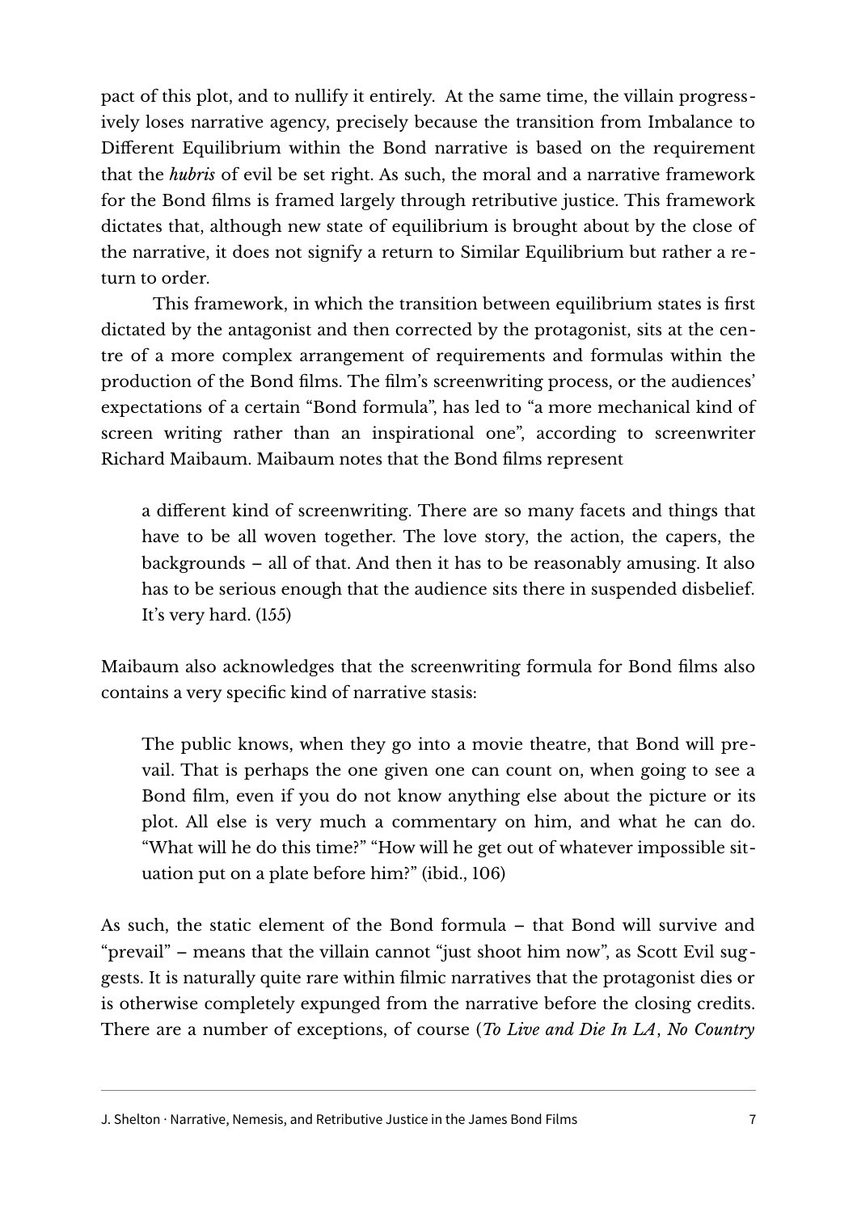pact of this plot, and to nullify it entirely. At the same time, the villain progressively loses narrative agency, precisely because the transition from Imbalance to Different Equilibrium within the Bond narrative is based on the requirement that the *hubris* of evil be set right. As such, the moral and a narrative framework for the Bond films is framed largely through retributive justice. This framework dictates that, although new state of equilibrium is brought about by the close of the narrative, it does not signify a return to Similar Equilibrium but rather a return to order.

This framework, in which the transition between equilibrium states is first dictated by the antagonist and then corrected by the protagonist, sits at the centre of a more complex arrangement of requirements and formulas within the production of the Bond films. The film's screenwriting process, or the audiences' expectations of a certain "Bond formula", has led to "a more mechanical kind of screen writing rather than an inspirational one", according to screenwriter Richard Maibaum. Maibaum notes that the Bond films represent

> a different kind of screenwriting. There are so many facets and things that have to be all woven together. The love story, the action, the capers, the backgrounds – all of that. And then it has to be reasonably amusing. It also has to be serious enough that the audience sits there in suspended disbelief. It's very hard. (155)

Maibaum also acknowledges that the screenwriting formula for Bond films also contains a very specific kind of narrative stasis:

> The public knows, when they go into a movie theatre, that Bond will prevail. That is perhaps the one given one can count on, when going to see a Bond film, even if you do not know anything else about the picture or its plot. All else is very much a commentary on him, and what he can do. "What will he do this time?" "How will he get out of whatever impossible situation put on a plate before him?" (ibid., 106)

As such, the static element of the Bond formula – that Bond will survive and "prevail" – means that the villain cannot "just shoot him now", as Scott Evil suggests. It is naturally quite rare within filmic narratives that the protagonist dies or is otherwise completely expunged from the narrative before the closing credits. There are a number of exceptions, of course (*To Live and Die In LA*, *No Country*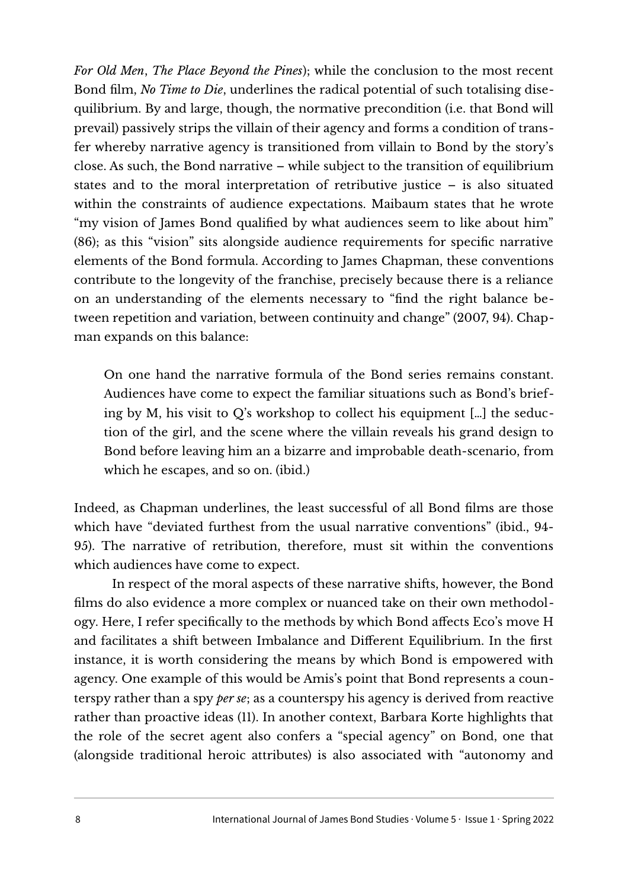*For Old Men*, *The Place Beyond the Pines*); while the conclusion to the most recent Bond film, *No Time to Die*, underlines the radical potential of such totalising disequilibrium. By and large, though, the normative precondition (i.e. that Bond will prevail) passively strips the villain of their agency and forms a condition of transfer whereby narrative agency is transitioned from villain to Bond by the story's close. As such, the Bond narrative – while subject to the transition of equilibrium states and to the moral interpretation of retributive justice – is also situated within the constraints of audience expectations. Maibaum states that he wrote "my vision of James Bond qualified by what audiences seem to like about him" (86); as this "vision" sits alongside audience requirements for specific narrative elements of the Bond formula. According to James Chapman, these conventions contribute to the longevity of the franchise, precisely because there is a reliance on an understanding of the elements necessary to "find the right balance between repetition and variation, between continuity and change" (2007, 94). Chapman expands on this balance:

> On one hand the narrative formula of the Bond series remains constant. Audiences have come to expect the familiar situations such as Bond's briefing by M, his visit to Q's workshop to collect his equipment [...] the seduction of the girl, and the scene where the villain reveals his grand design to Bond before leaving him an a bizarre and improbable death-scenario, from which he escapes, and so on. (ibid.)

Indeed, as Chapman underlines, the least successful of all Bond films are those which have "deviated furthest from the usual narrative conventions" (ibid., 94-95). The narrative of retribution, therefore, must sit within the conventions which audiences have come to expect.

In respect of the moral aspects of these narrative shifts, however, the Bond films do also evidence a more complex or nuanced take on their own methodology. Here, I refer specifically to the methods by which Bond affects Eco's move H and facilitates a shift between Imbalance and Different Equilibrium. In the first instance, it is worth considering the means by which Bond is empowered with agency. One example of this would be Amis's point that Bond represents a counterspy rather than a spy *per se*; as a counterspy his agency is derived from reactive rather than proactive ideas (11). In another context, Barbara Korte highlights that the role of the secret agent also confers a "special agency" on Bond, one that (alongside traditional heroic attributes) is also associated with "autonomy and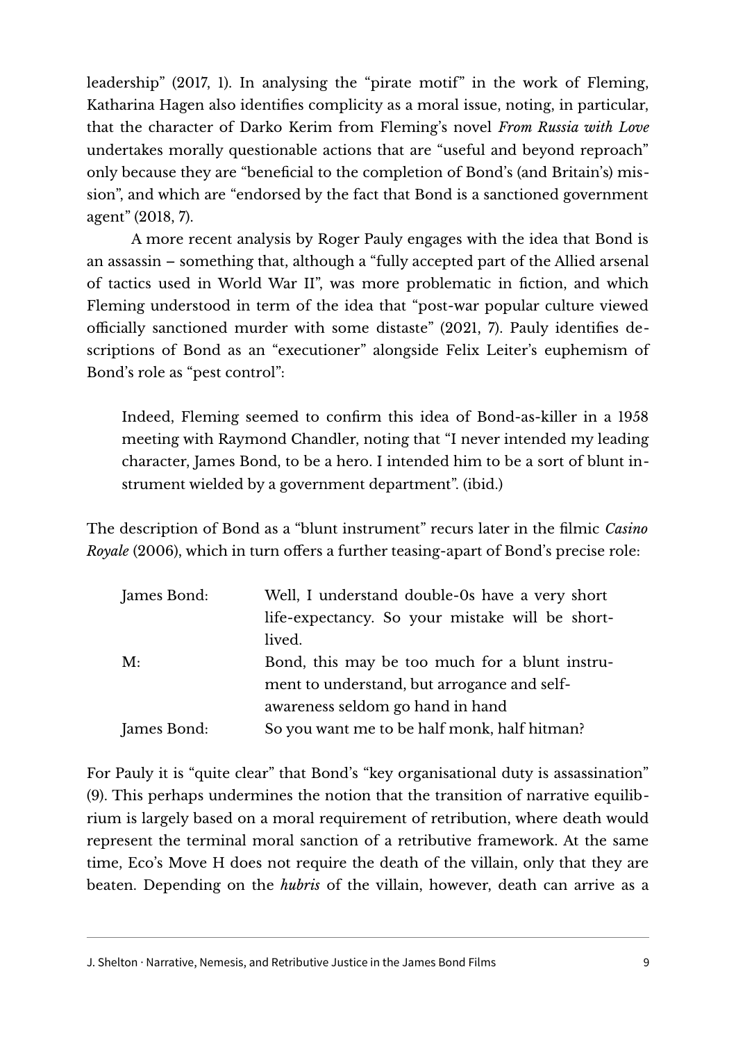leadership" (2017, 1). In analysing the "pirate motif" in the work of Fleming, Katharina Hagen also identifies complicity as a moral issue, noting, in particular, that the character of Darko Kerim from Fleming's novel *From Russia with Love* undertakes morally questionable actions that are "useful and beyond reproach" only because they are "beneficial to the completion of Bond's (and Britain's) mission", and which are "endorsed by the fact that Bond is a sanctioned government agent" (2018, 7).

A more recent analysis by Roger Pauly engages with the idea that Bond is an assassin – something that, although a "fully accepted part of the Allied arsenal of tactics used in World War II", was more problematic in fiction, and which Fleming understood in term of the idea that "post-war popular culture viewed officially sanctioned murder with some distaste" (2021, 7). Pauly identifies descriptions of Bond as an "executioner" alongside Felix Leiter's euphemism of Bond's role as "pest control":

> Indeed, Fleming seemed to confirm this idea of Bond-as-killer in a 1958 meeting with Raymond Chandler, noting that "I never intended my leading character, James Bond, to be a hero. I intended him to be a sort of blunt instrument wielded by a government department". (ibid.)

The description of Bond as a "blunt instrument" recurs later in the filmic *Casino Royale* (2006), which in turn offers a further teasing-apart of Bond's precise role:

| | |
|---|---|
| James Bond: | Well, I understand double-0s have a very short life-expectancy. So your mistake will be short-lived. |
| M: | Bond, this may be too much for a blunt instrument to understand, but arrogance and self-awareness seldom go hand in hand |
| James Bond: | So you want me to be half monk, half hitman? |

For Pauly it is "quite clear" that Bond's "key organisational duty is assassination" (9). This perhaps undermines the notion that the transition of narrative equilibrium is largely based on a moral requirement of retribution, where death would represent the terminal moral sanction of a retributive framework. At the same time, Eco's Move H does not require the death of the villain, only that they are beaten. Depending on the *hubris* of the villain, however, death can arrive as a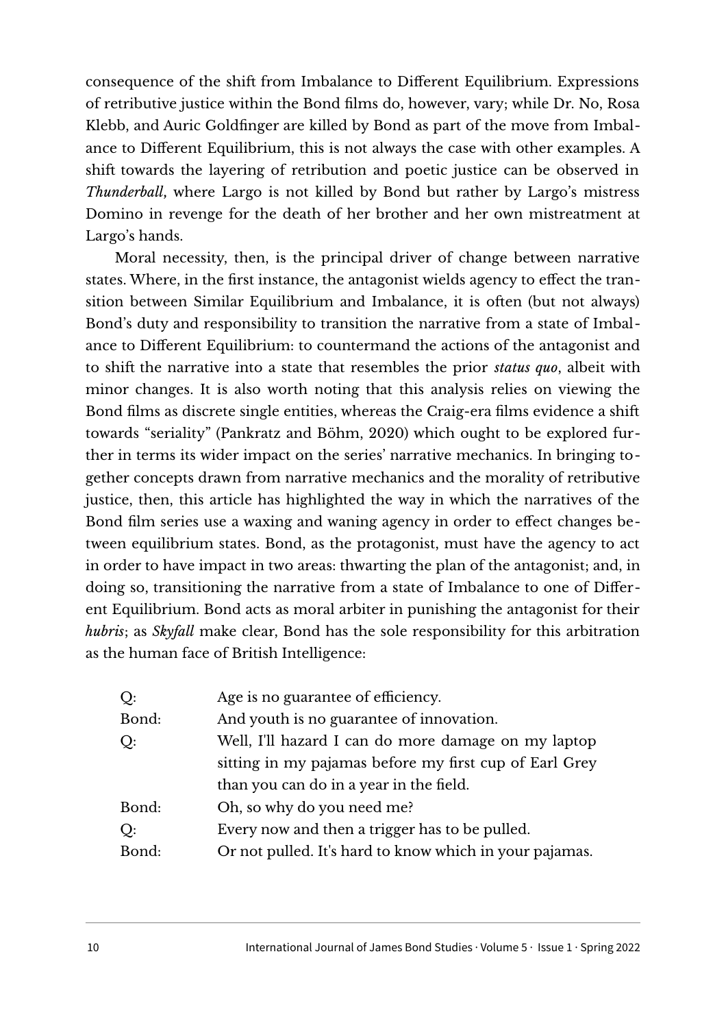consequence of the shift from Imbalance to Different Equilibrium. Expressions of retributive justice within the Bond films do, however, vary; while Dr. No, Rosa Klebb, and Auric Goldfinger are killed by Bond as part of the move from Imbalance to Different Equilibrium, this is not always the case with other examples. A shift towards the layering of retribution and poetic justice can be observed in *Thunderball,* where Largo is not killed by Bond but rather by Largo's mistress Domino in revenge for the death of her brother and her own mistreatment at Largo's hands.

Moral necessity, then, is the principal driver of change between narrative states. Where, in the first instance, the antagonist wields agency to effect the transition between Similar Equilibrium and Imbalance, it is often (but not always) Bond's duty and responsibility to transition the narrative from a state of Imbalance to Different Equilibrium: to countermand the actions of the antagonist and to shift the narrative into a state that resembles the prior *status quo*, albeit with minor changes. It is also worth noting that this analysis relies on viewing the Bond films as discrete single entities, whereas the Craig-era films evidence a shift towards "seriality" (Pankratz and Böhm, 2020) which ought to be explored further in terms its wider impact on the series' narrative mechanics. In bringing together concepts drawn from narrative mechanics and the morality of retributive justice, then, this article has highlighted the way in which the narratives of the Bond film series use a waxing and waning agency in order to effect changes between equilibrium states. Bond, as the protagonist, must have the agency to act in order to have impact in two areas: thwarting the plan of the antagonist; and, in doing so, transitioning the narrative from a state of Imbalance to one of Different Equilibrium. Bond acts as moral arbiter in punishing the antagonist for their *hubris*; as *Skyfall* make clear, Bond has the sole responsibility for this arbitration as the human face of British Intelligence:

| | |
|---|---|
| Q: | Age is no guarantee of efficiency. |
| Bond: | And youth is no guarantee of innovation. |
| Q: | Well, I'll hazard I can do more damage on my laptop sitting in my pajamas before my first cup of Earl Grey than you can do in a year in the field. |
| Bond: | Oh, so why do you need me? |
| Q: | Every now and then a trigger has to be pulled. |
| Bond: | Or not pulled. It's hard to know which in your pajamas. |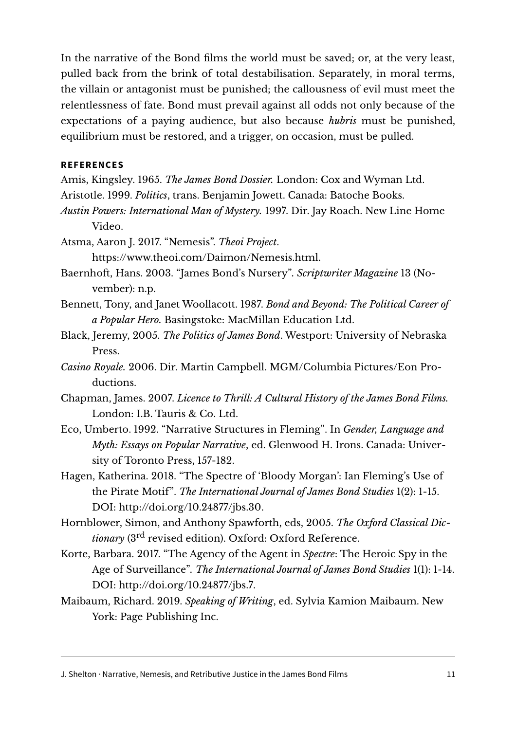In the narrative of the Bond films the world must be saved; or, at the very least, pulled back from the brink of total destabilisation. Separately, in moral terms, the villain or antagonist must be punished; the callousness of evil must meet the relentlessness of fate. Bond must prevail against all odds not only because of the expectations of a paying audience, but also because *hubris* must be punished, equilibrium must be restored, and a trigger, on occasion, must be pulled.

## REFERENCES

Amis, Kingsley. 1965. *The James Bond Dossier.* London: Cox and Wyman Ltd.

Aristotle. 1999. *Politics*, trans. Benjamin Jowett. Canada: Batoche Books.

*Austin Powers: International Man of Mystery.* 1997. Dir. Jay Roach. New Line Home Video.

Atsma, Aaron J. 2017. "Nemesis". *Theoi Project*. https://www.theoi.com/Daimon/Nemesis.html.

Baernhoft, Hans. 2003. "James Bond's Nursery". *Scriptwriter Magazine* 13 (November): n.p.

Bennett, Tony, and Janet Woollacott. 1987. *Bond and Beyond: The Political Career of a Popular Hero.* Basingstoke: MacMillan Education Ltd.

Black, Jeremy, 2005. *The Politics of James Bond*. Westport: University of Nebraska Press.

*Casino Royale.* 2006. Dir. Martin Campbell. MGM/Columbia Pictures/Eon Productions.

Chapman, James. 2007. *Licence to Thrill: A Cultural History of the James Bond Films.* London: I.B. Tauris & Co. Ltd.

Eco, Umberto. 1992. "Narrative Structures in Fleming". In *Gender, Language and Myth: Essays on Popular Narrative*, ed. Glenwood H. Irons. Canada: University of Toronto Press, 157-182.

Hagen, Katherina. 2018. "The Spectre of 'Bloody Morgan': Ian Fleming's Use of the Pirate Motif". *The International Journal of James Bond Studies* 1(2): 1-15. DOI: http://doi.org/10.24877/jbs.30.

Hornblower, Simon, and Anthony Spawforth, eds, 2005. *The Oxford Classical Dictionary* (3rd revised edition). Oxford: Oxford Reference.

Korte, Barbara. 2017. "The Agency of the Agent in *Spectre*: The Heroic Spy in the Age of Surveillance". *The International Journal of James Bond Studies* 1(1): 1-14. DOI: http://doi.org/10.24877/jbs.7.

Maibaum, Richard. 2019. *Speaking of Writing*, ed. Sylvia Kamion Maibaum. New York: Page Publishing Inc.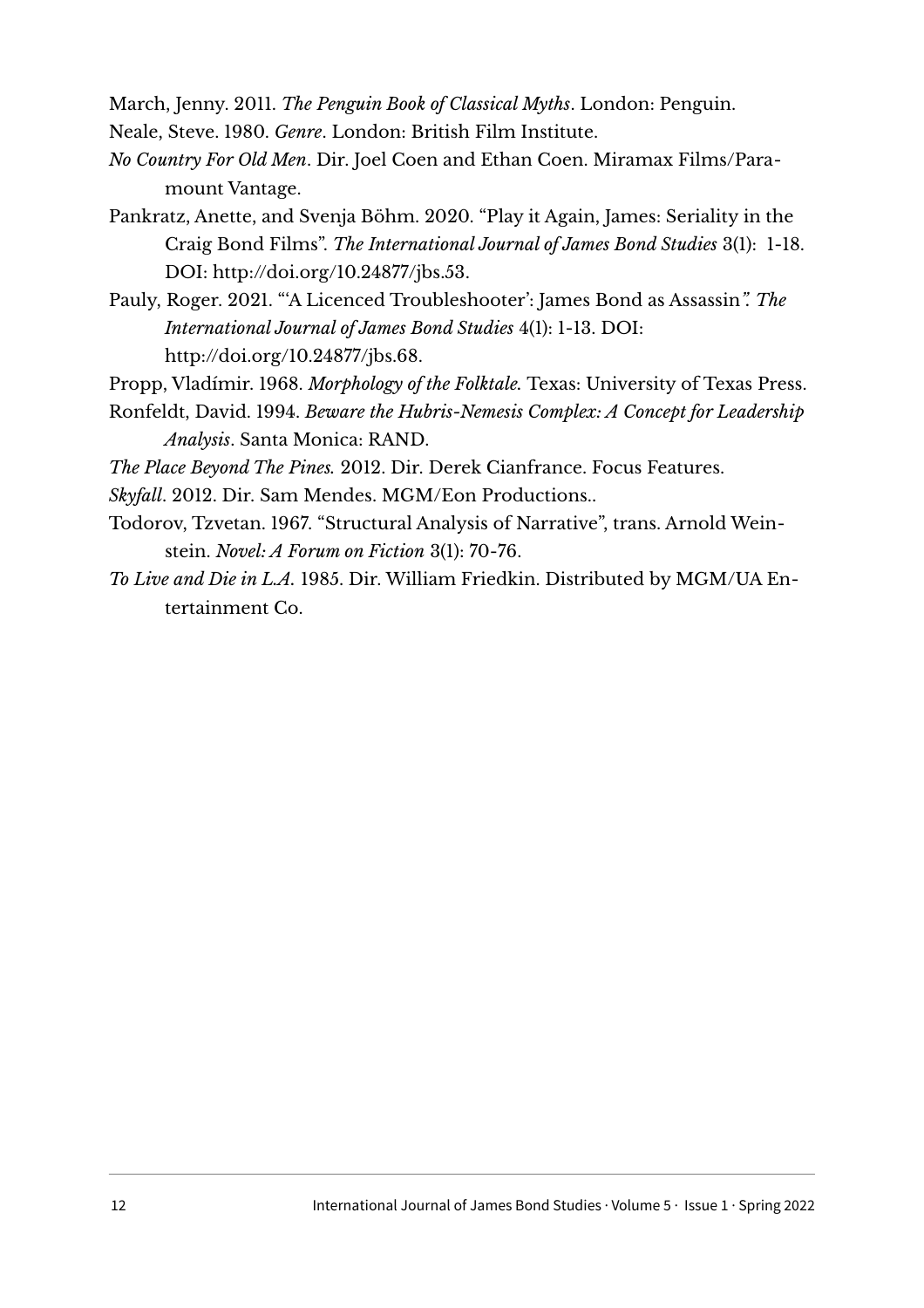March, Jenny. 2011. *The Penguin Book of Classical Myths*. London: Penguin.

Neale, Steve. 1980. *Genre*. London: British Film Institute.

*No Country For Old Men*. Dir. Joel Coen and Ethan Coen. Miramax Films/Paramount Vantage.

Pankratz, Anette, and Svenja Böhm. 2020. "Play it Again, James: Seriality in the Craig Bond Films". *The International Journal of James Bond Studies* 3(1): 1-18. DOI: http://doi.org/10.24877/jbs.53.

Pauly, Roger. 2021. "'A Licenced Troubleshooter': James Bond as Assassin*". The International Journal of James Bond Studies* 4(1): 1-13. DOI: http://doi.org/10.24877/jbs.68.

Propp, Vladímir. 1968. *Morphology of the Folktale.* Texas: University of Texas Press.

Ronfeldt, David. 1994. *Beware the Hubris-Nemesis Complex: A Concept for Leadership Analysis*. Santa Monica: RAND.

*The Place Beyond The Pines.* 2012. Dir. Derek Cianfrance. Focus Features.

*Skyfall*. 2012. Dir. Sam Mendes. MGM/Eon Productions..

Todorov, Tzvetan. 1967. "Structural Analysis of Narrative", trans. Arnold Weinstein. *Novel: A Forum on Fiction* 3(1): 70-76.

*To Live and Die in L.A.* 1985. Dir. William Friedkin. Distributed by MGM/UA Entertainment Co.